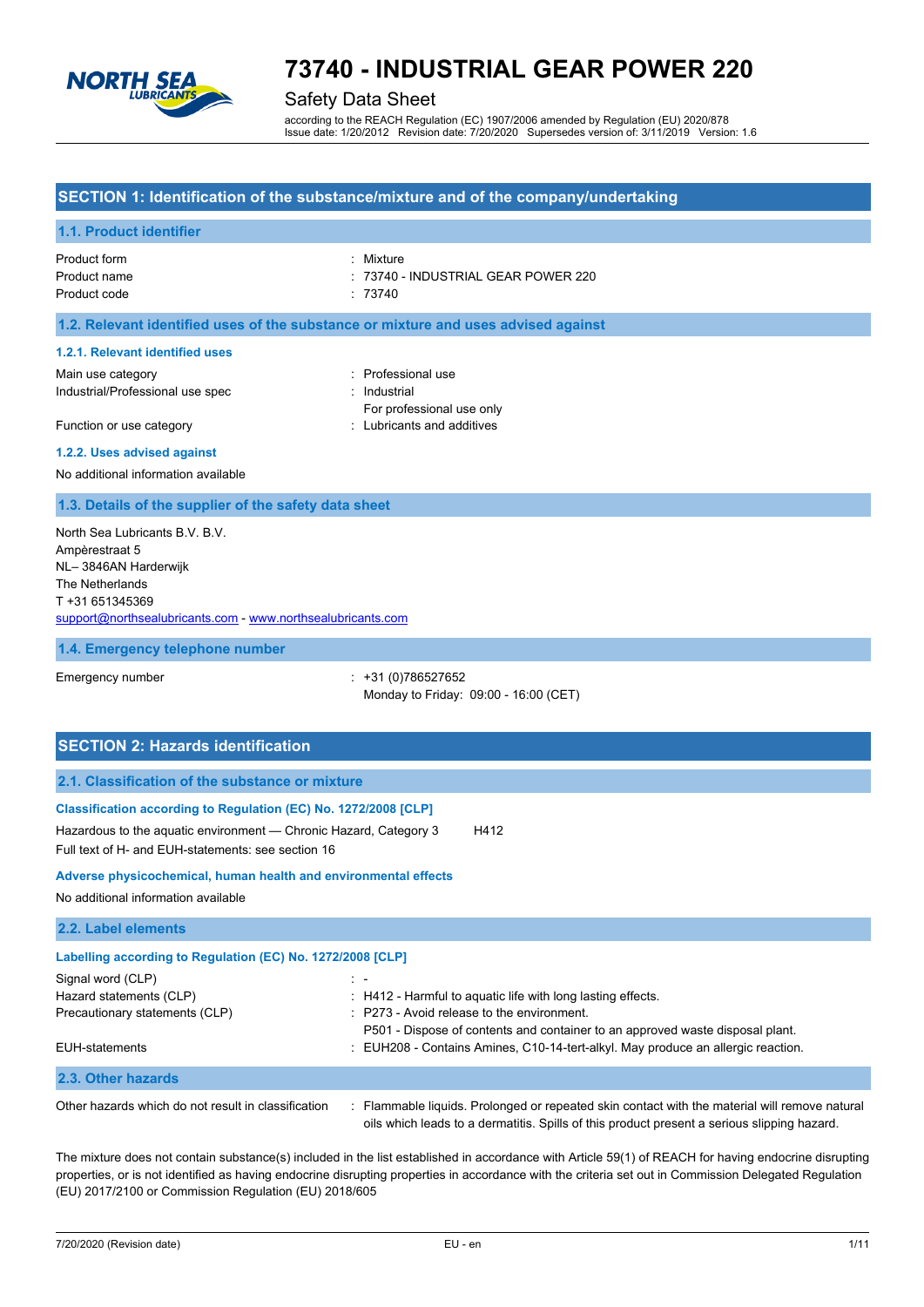# 73740 - INDUSTRIAL GEAR POWER 220

Safety Data Sheet

according to the REACH Regulation (EC) 1907/2006 amended by Regulation (EU) 2020/878
Issue date: 1/20/2012 Revision date: 7/20/2020 Supersedes version of: 3/11/2019 Version: 1.6

## SECTION 1: Identification of the substance/mixture and of the company/undertaking

### 1.1. Product identifier

Product form : Mixture
Product name : 73740 - INDUSTRIAL GEAR POWER 220
Product code : 73740

### 1.2. Relevant identified uses of the substance or mixture and uses advised against

#### 1.2.1. Relevant identified uses

Main use category : Professional use
Industrial/Professional use spec : Industrial
For professional use only
Function or use category : Lubricants and additives

#### 1.2.2. Uses advised against

No additional information available

### 1.3. Details of the supplier of the safety data sheet

North Sea Lubricants B.V. B.V.
Ampèrestraat 5
NL– 3846AN Harderwijk
The Netherlands
T +31 651345369
support@northsealubricants.com - www.northsealubricants.com

### 1.4. Emergency telephone number

Emergency number : +31 (0)786527652
Monday to Friday: 09:00 - 16:00 (CET)

## SECTION 2: Hazards identification

### 2.1. Classification of the substance or mixture

#### Classification according to Regulation (EC) No. 1272/2008 [CLP]

Hazardous to the aquatic environment — Chronic Hazard, Category 3 H412
Full text of H- and EUH-statements: see section 16

#### Adverse physicochemical, human health and environmental effects

No additional information available

### 2.2. Label elements

#### Labelling according to Regulation (EC) No. 1272/2008 [CLP]

Signal word (CLP) : -
Hazard statements (CLP) : H412 - Harmful to aquatic life with long lasting effects.
Precautionary statements (CLP) : P273 - Avoid release to the environment.
P501 - Dispose of contents and container to an approved waste disposal plant.
EUH-statements : EUH208 - Contains Amines, C10-14-tert-alkyl. May produce an allergic reaction.

### 2.3. Other hazards

Other hazards which do not result in classification : Flammable liquids. Prolonged or repeated skin contact with the material will remove natural oils which leads to a dermatitis. Spills of this product present a serious slipping hazard.

The mixture does not contain substance(s) included in the list established in accordance with Article 59(1) of REACH for having endocrine disrupting properties, or is not identified as having endocrine disrupting properties in accordance with the criteria set out in Commission Delegated Regulation (EU) 2017/2100 or Commission Regulation (EU) 2018/605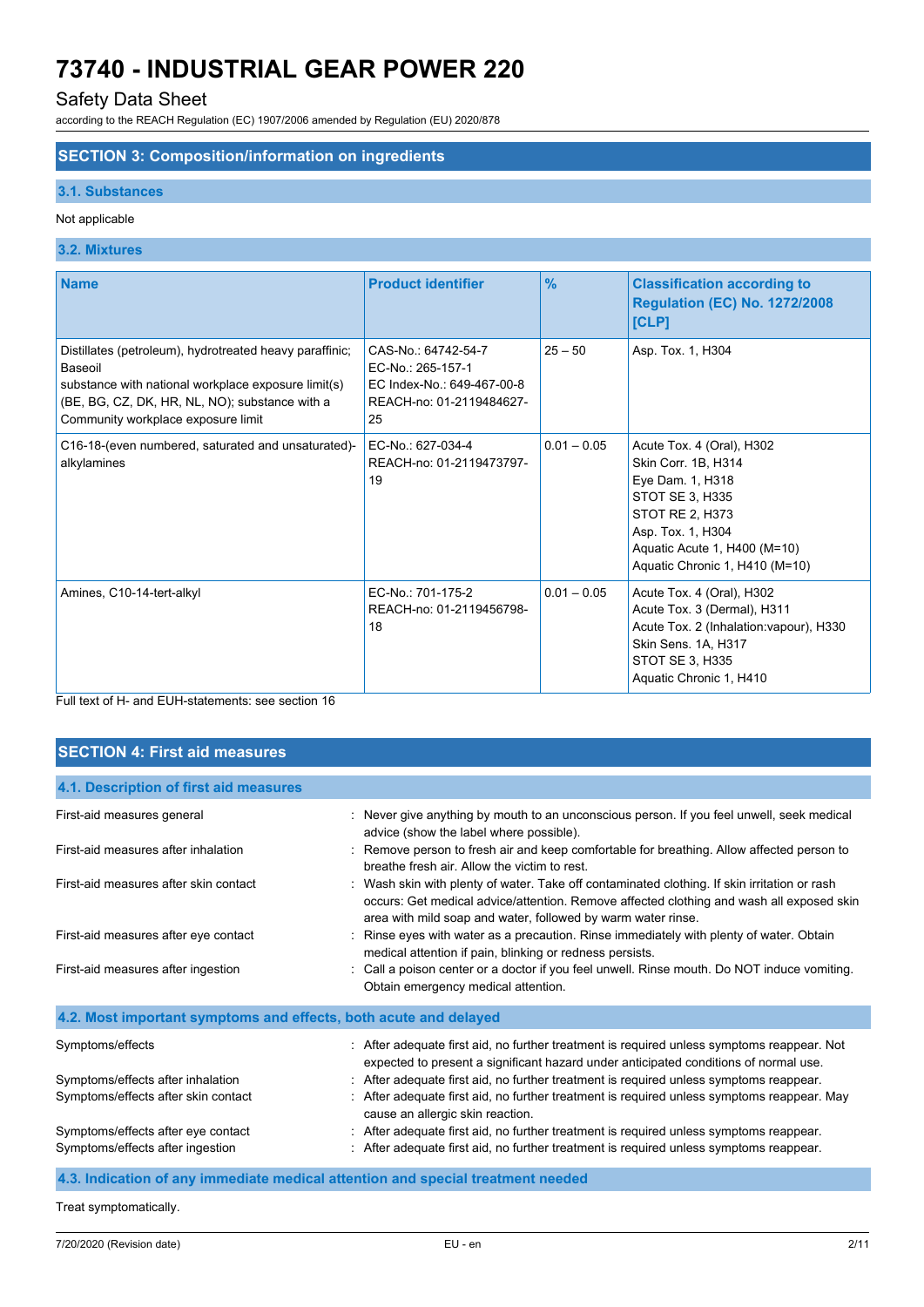# 73740 - INDUSTRIAL GEAR POWER 220

## Safety Data Sheet

according to the REACH Regulation (EC) 1907/2006 amended by Regulation (EU) 2020/878

## SECTION 3: Composition/information on ingredients

### 3.1. Substances

Not applicable

### 3.2. Mixtures

| Name | Product identifier | % | Classification according to Regulation (EC) No. 1272/2008 [CLP] |
|---|---|---|---|
| Distillates (petroleum), hydrotreated heavy paraffinic; Baseoil<br>substance with national workplace exposure limit(s) (BE, BG, CZ, DK, HR, NL, NO); substance with a Community workplace exposure limit | CAS-No.: 64742-54-7<br>EC-No.: 265-157-1<br>EC Index-No.: 649-467-00-8<br>REACH-no: 01-2119484627-25 | 25 – 50 | Asp. Tox. 1, H304 |
| C16-18-(even numbered, saturated and unsaturated)-alkylamines | EC-No.: 627-034-4<br>REACH-no: 01-2119473797-19 | 0.01 – 0.05 | Acute Tox. 4 (Oral), H302<br>Skin Corr. 1B, H314<br>Eye Dam. 1, H318<br>STOT SE 3, H335<br>STOT RE 2, H373<br>Asp. Tox. 1, H304<br>Aquatic Acute 1, H400 (M=10)<br>Aquatic Chronic 1, H410 (M=10) |
| Amines, C10-14-tert-alkyl | EC-No.: 701-175-2<br>REACH-no: 01-2119456798-18 | 0.01 – 0.05 | Acute Tox. 4 (Oral), H302<br>Acute Tox. 3 (Dermal), H311<br>Acute Tox. 2 (Inhalation:vapour), H330<br>Skin Sens. 1A, H317<br>STOT SE 3, H335<br>Aquatic Chronic 1, H410 |

Full text of H- and EUH-statements: see section 16

## SECTION 4: First aid measures

### 4.1. Description of first aid measures

First-aid measures general : Never give anything by mouth to an unconscious person. If you feel unwell, seek medical advice (show the label where possible).

First-aid measures after inhalation : Remove person to fresh air and keep comfortable for breathing. Allow affected person to breathe fresh air. Allow the victim to rest.

First-aid measures after skin contact : Wash skin with plenty of water. Take off contaminated clothing. If skin irritation or rash occurs: Get medical advice/attention. Remove affected clothing and wash all exposed skin area with mild soap and water, followed by warm water rinse.

First-aid measures after eye contact : Rinse eyes with water as a precaution. Rinse immediately with plenty of water. Obtain medical attention if pain, blinking or redness persists.

First-aid measures after ingestion : Call a poison center or a doctor if you feel unwell. Rinse mouth. Do NOT induce vomiting. Obtain emergency medical attention.

### 4.2. Most important symptoms and effects, both acute and delayed

Symptoms/effects : After adequate first aid, no further treatment is required unless symptoms reappear. Not expected to present a significant hazard under anticipated conditions of normal use.

Symptoms/effects after inhalation : After adequate first aid, no further treatment is required unless symptoms reappear.

Symptoms/effects after skin contact : After adequate first aid, no further treatment is required unless symptoms reappear. May cause an allergic skin reaction.

Symptoms/effects after eye contact : After adequate first aid, no further treatment is required unless symptoms reappear.

Symptoms/effects after ingestion : After adequate first aid, no further treatment is required unless symptoms reappear.

### 4.3. Indication of any immediate medical attention and special treatment needed

Treat symptomatically.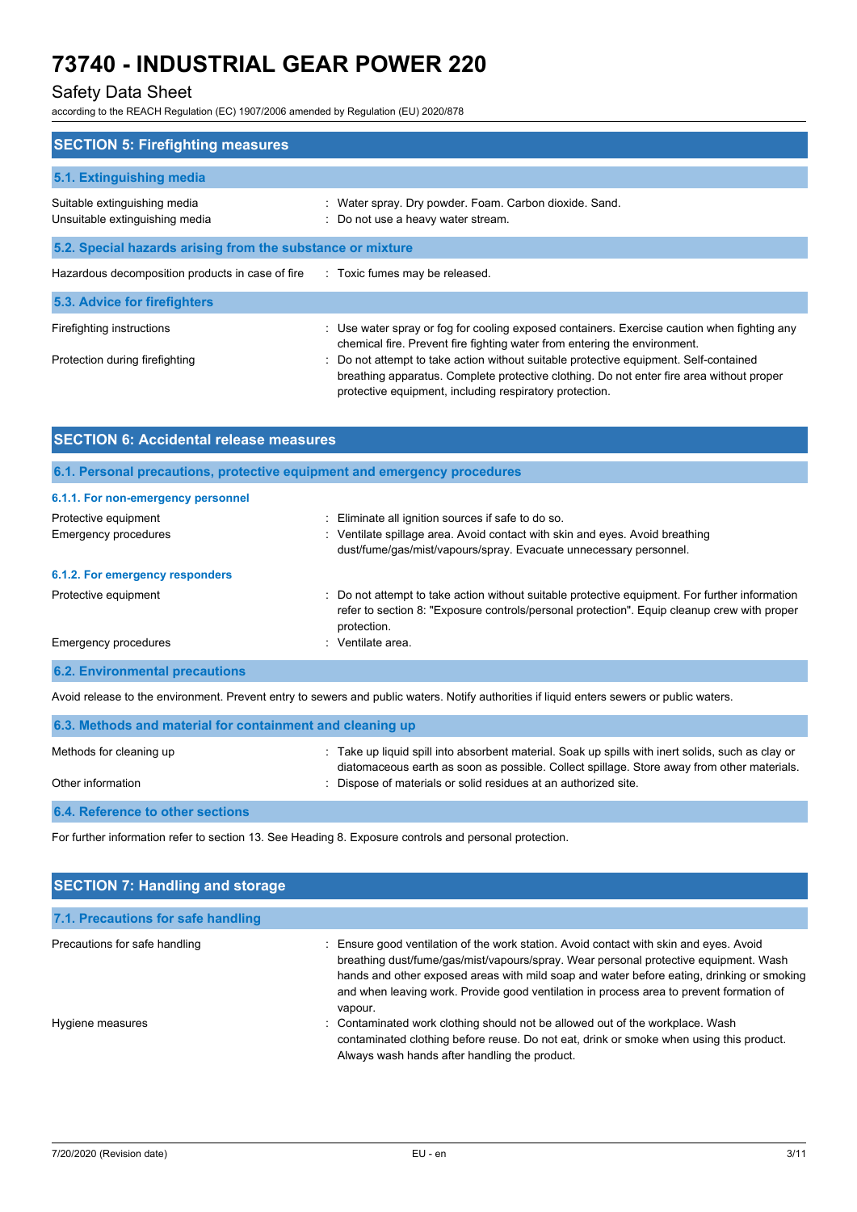# 73740 - INDUSTRIAL GEAR POWER 220

Safety Data Sheet

according to the REACH Regulation (EC) 1907/2006 amended by Regulation (EU) 2020/878

## SECTION 5: Firefighting measures

### 5.1. Extinguishing media

Suitable extinguishing media : Water spray. Dry powder. Foam. Carbon dioxide. Sand.

Unsuitable extinguishing media : Do not use a heavy water stream.

### 5.2. Special hazards arising from the substance or mixture

Hazardous decomposition products in case of fire : Toxic fumes may be released.

### 5.3. Advice for firefighters

Firefighting instructions : Use water spray or fog for cooling exposed containers. Exercise caution when fighting any chemical fire. Prevent fire fighting water from entering the environment.

Protection during firefighting : Do not attempt to take action without suitable protective equipment. Self-contained breathing apparatus. Complete protective clothing. Do not enter fire area without proper protective equipment, including respiratory protection.

## SECTION 6: Accidental release measures

### 6.1. Personal precautions, protective equipment and emergency procedures

#### 6.1.1. For non-emergency personnel

Protective equipment : Eliminate all ignition sources if safe to do so.

Emergency procedures : Ventilate spillage area. Avoid contact with skin and eyes. Avoid breathing dust/fume/gas/mist/vapours/spray. Evacuate unnecessary personnel.

#### 6.1.2. For emergency responders

Protective equipment : Do not attempt to take action without suitable protective equipment. For further information refer to section 8: "Exposure controls/personal protection". Equip cleanup crew with proper protection.

Emergency procedures : Ventilate area.

### 6.2. Environmental precautions

Avoid release to the environment. Prevent entry to sewers and public waters. Notify authorities if liquid enters sewers or public waters.

### 6.3. Methods and material for containment and cleaning up

Methods for cleaning up : Take up liquid spill into absorbent material. Soak up spills with inert solids, such as clay or diatomaceous earth as soon as possible. Collect spillage. Store away from other materials.

Other information : Dispose of materials or solid residues at an authorized site.

### 6.4. Reference to other sections

For further information refer to section 13. See Heading 8. Exposure controls and personal protection.

## SECTION 7: Handling and storage

### 7.1. Precautions for safe handling

Precautions for safe handling : Ensure good ventilation of the work station. Avoid contact with skin and eyes. Avoid breathing dust/fume/gas/mist/vapours/spray. Wear personal protective equipment. Wash hands and other exposed areas with mild soap and water before eating, drinking or smoking and when leaving work. Provide good ventilation in process area to prevent formation of vapour.

Hygiene measures : Contaminated work clothing should not be allowed out of the workplace. Wash contaminated clothing before reuse. Do not eat, drink or smoke when using this product. Always wash hands after handling the product.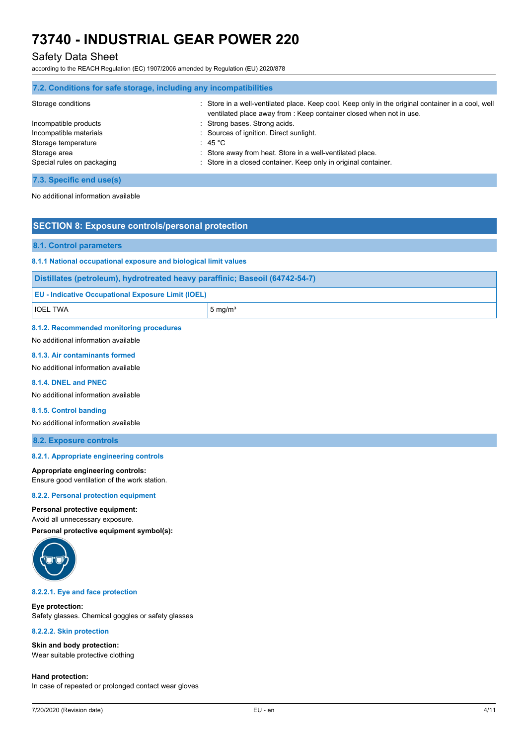### 7.2. Conditions for safe storage, including any incompatibilities

| | |
|---|---|
| Storage conditions | : Store in a well-ventilated place. Keep cool. Keep only in the original container in a cool, well ventilated place away from : Keep container closed when not in use. |
| Incompatible products | : Strong bases. Strong acids. |
| Incompatible materials | : Sources of ignition. Direct sunlight. |
| Storage temperature | : 45 °C |
| Storage area | : Store away from heat. Store in a well-ventilated place. |
| Special rules on packaging | : Store in a closed container. Keep only in original container. |

### 7.3. Specific end use(s)

No additional information available

## SECTION 8: Exposure controls/personal protection

### 8.1. Control parameters

#### 8.1.1 National occupational exposure and biological limit values

| Distillates (petroleum), hydrotreated heavy paraffinic; Baseoil (64742-54-7) | |
|---|---|
| **EU - Indicative Occupational Exposure Limit (IOEL)** | |
| IOEL TWA | 5 mg/m³ |

#### 8.1.2. Recommended monitoring procedures

No additional information available

#### 8.1.3. Air contaminants formed

No additional information available

#### 8.1.4. DNEL and PNEC

No additional information available

#### 8.1.5. Control banding

No additional information available

### 8.2. Exposure controls

#### 8.2.1. Appropriate engineering controls

**Appropriate engineering controls:**
Ensure good ventilation of the work station.

#### 8.2.2. Personal protection equipment

**Personal protective equipment:**
Avoid all unnecessary exposure.

**Personal protective equipment symbol(s):**

#### 8.2.2.1. Eye and face protection

**Eye protection:**
Safety glasses. Chemical goggles or safety glasses

#### 8.2.2.2. Skin protection

**Skin and body protection:**
Wear suitable protective clothing

**Hand protection:**
In case of repeated or prolonged contact wear gloves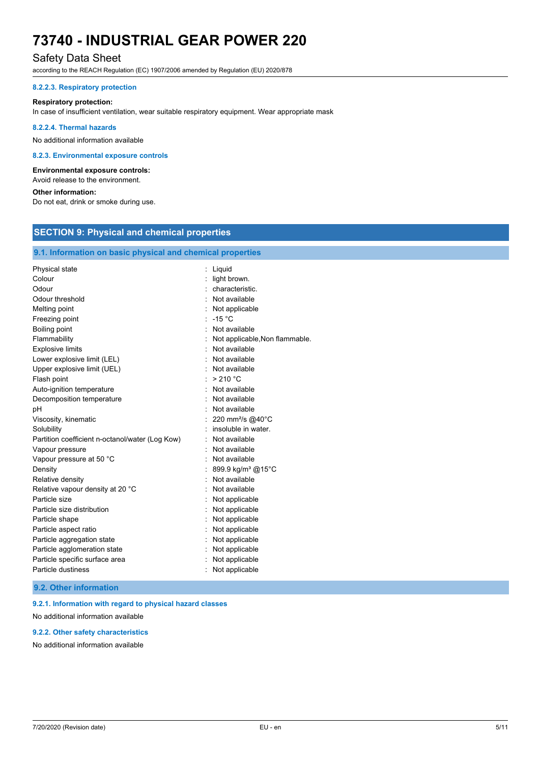#### 8.2.2.3. Respiratory protection

**Respiratory protection:**
In case of insufficient ventilation, wear suitable respiratory equipment. Wear appropriate mask

#### 8.2.2.4. Thermal hazards

No additional information available

#### 8.2.3. Environmental exposure controls

**Environmental exposure controls:**
Avoid release to the environment.

**Other information:**
Do not eat, drink or smoke during use.

## SECTION 9: Physical and chemical properties

### 9.1. Information on basic physical and chemical properties

| Property | Value |
|---|---|
| Physical state | Liquid |
| Colour | light brown. |
| Odour | characteristic. |
| Odour threshold | Not available |
| Melting point | Not applicable |
| Freezing point | -15 °C |
| Boiling point | Not available |
| Flammability | Not applicable,Non flammable. |
| Explosive limits | Not available |
| Lower explosive limit (LEL) | Not available |
| Upper explosive limit (UEL) | Not available |
| Flash point | > 210 °C |
| Auto-ignition temperature | Not available |
| Decomposition temperature | Not available |
| pH | Not available |
| Viscosity, kinematic | 220 $mm^2/s$ @40°C |
| Solubility | insoluble in water. |
| Partition coefficient n-octanol/water (Log Kow) | Not available |
| Vapour pressure | Not available |
| Vapour pressure at 50 °C | Not available |
| Density | 899.9 $kg/m^3$ @15°C |
| Relative density | Not available |
| Relative vapour density at 20 °C | Not available |
| Particle size | Not applicable |
| Particle size distribution | Not applicable |
| Particle shape | Not applicable |
| Particle aspect ratio | Not applicable |
| Particle aggregation state | Not applicable |
| Particle agglomeration state | Not applicable |
| Particle specific surface area | Not applicable |
| Particle dustiness | Not applicable |

### 9.2. Other information

#### 9.2.1. Information with regard to physical hazard classes

No additional information available

#### 9.2.2. Other safety characteristics

No additional information available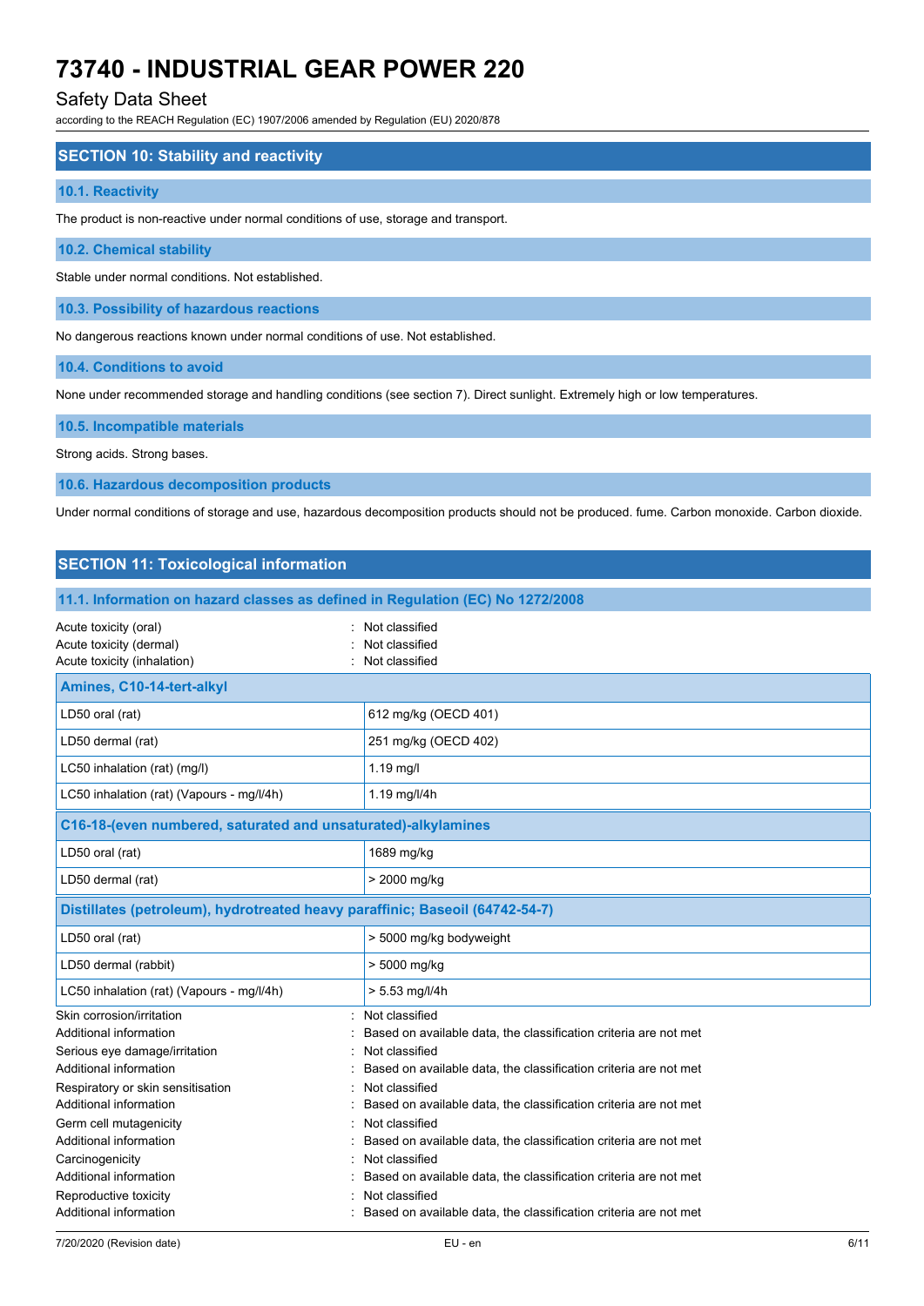## SECTION 10: Stability and reactivity

### 10.1. Reactivity

The product is non-reactive under normal conditions of use, storage and transport.

### 10.2. Chemical stability

Stable under normal conditions. Not established.

### 10.3. Possibility of hazardous reactions

No dangerous reactions known under normal conditions of use. Not established.

### 10.4. Conditions to avoid

None under recommended storage and handling conditions (see section 7). Direct sunlight. Extremely high or low temperatures.

### 10.5. Incompatible materials

Strong acids. Strong bases.

### 10.6. Hazardous decomposition products

Under normal conditions of storage and use, hazardous decomposition products should not be produced. fume. Carbon monoxide. Carbon dioxide.

## SECTION 11: Toxicological information

### 11.1. Information on hazard classes as defined in Regulation (EC) No 1272/2008

Acute toxicity (oral) : Not classified
Acute toxicity (dermal) : Not classified
Acute toxicity (inhalation) : Not classified

| **Amines, C10-14-tert-alkyl** | |
|---|---|
| LD50 oral (rat) | 612 mg/kg (OECD 401) |
| LD50 dermal (rat) | 251 mg/kg (OECD 402) |
| LC50 inhalation (rat) (mg/l) | 1.19 mg/l |
| LC50 inhalation (rat) (Vapours - mg/l/4h) | 1.19 mg/l/4h |
| **C16-18-(even numbered, saturated and unsaturated)-alkylamines** | |
| LD50 oral (rat) | 1689 mg/kg |
| LD50 dermal (rat) | > 2000 mg/kg |
| **Distillates (petroleum), hydrotreated heavy paraffinic; Baseoil (64742-54-7)** | |
| LD50 oral (rat) | > 5000 mg/kg bodyweight |
| LD50 dermal (rabbit) | > 5000 mg/kg |
| LC50 inhalation (rat) (Vapours - mg/l/4h) | > 5.53 mg/l/4h |

Skin corrosion/irritation : Not classified
Additional information : Based on available data, the classification criteria are not met
Serious eye damage/irritation : Not classified
Additional information : Based on available data, the classification criteria are not met
Respiratory or skin sensitisation : Not classified
Additional information : Based on available data, the classification criteria are not met
Germ cell mutagenicity : Not classified
Additional information : Based on available data, the classification criteria are not met
Carcinogenicity : Not classified
Additional information : Based on available data, the classification criteria are not met
Reproductive toxicity : Not classified
Additional information : Based on available data, the classification criteria are not met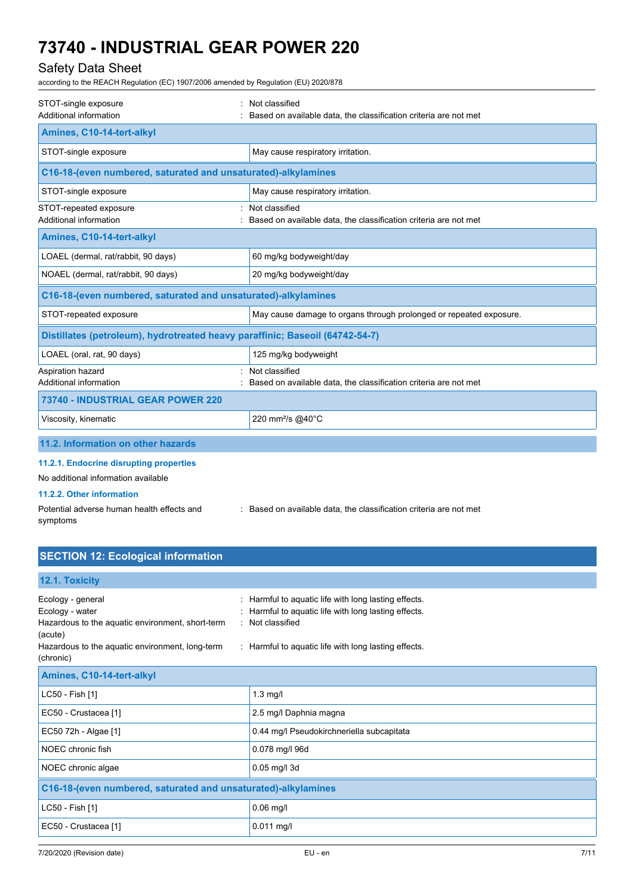STOT-single exposure : Not classified
Additional information : Based on available data, the classification criteria are not met

| Amines, C10-14-tert-alkyl | |
|---|---|
| STOT-single exposure | May cause respiratory irritation. |

| C16-18-(even numbered, saturated and unsaturated)-alkylamines | |
|---|---|
| STOT-single exposure | May cause respiratory irritation. |

STOT-repeated exposure : Not classified
Additional information : Based on available data, the classification criteria are not met

| Amines, C10-14-tert-alkyl | |
|---|---|
| LOAEL (dermal, rat/rabbit, 90 days) | 60 mg/kg bodyweight/day |
| NOAEL (dermal, rat/rabbit, 90 days) | 20 mg/kg bodyweight/day |

| C16-18-(even numbered, saturated and unsaturated)-alkylamines | |
|---|---|
| STOT-repeated exposure | May cause damage to organs through prolonged or repeated exposure. |

| Distillates (petroleum), hydrotreated heavy paraffinic; Baseoil (64742-54-7) | |
|---|---|
| LOAEL (oral, rat, 90 days) | 125 mg/kg bodyweight |

Aspiration hazard : Not classified
Additional information : Based on available data, the classification criteria are not met

| 73740 - INDUSTRIAL GEAR POWER 220 | |
|---|---|
| Viscosity, kinematic | 220 mm²/s @40°C |

### 11.2. Information on other hazards

#### 11.2.1. Endocrine disrupting properties

No additional information available

#### 11.2.2. Other information

Potential adverse human health effects and symptoms : Based on available data, the classification criteria are not met

## SECTION 12: Ecological information

### 12.1. Toxicity

Ecology - general : Harmful to aquatic life with long lasting effects.
Ecology - water : Harmful to aquatic life with long lasting effects.
Hazardous to the aquatic environment, short-term (acute) : Not classified
Hazardous to the aquatic environment, long-term (chronic) : Harmful to aquatic life with long lasting effects.

| Amines, C10-14-tert-alkyl | |
|---|---|
| LC50 - Fish [1] | 1.3 mg/l |
| EC50 - Crustacea [1] | 2.5 mg/l Daphnia magna |
| EC50 72h - Algae [1] | 0.44 mg/l Pseudokirchneriella subcapitata |
| NOEC chronic fish | 0.078 mg/l 96d |
| NOEC chronic algae | 0.05 mg/l 3d |

| C16-18-(even numbered, saturated and unsaturated)-alkylamines | |
|---|---|
| LC50 - Fish [1] | 0.06 mg/l |
| EC50 - Crustacea [1] | 0.011 mg/l |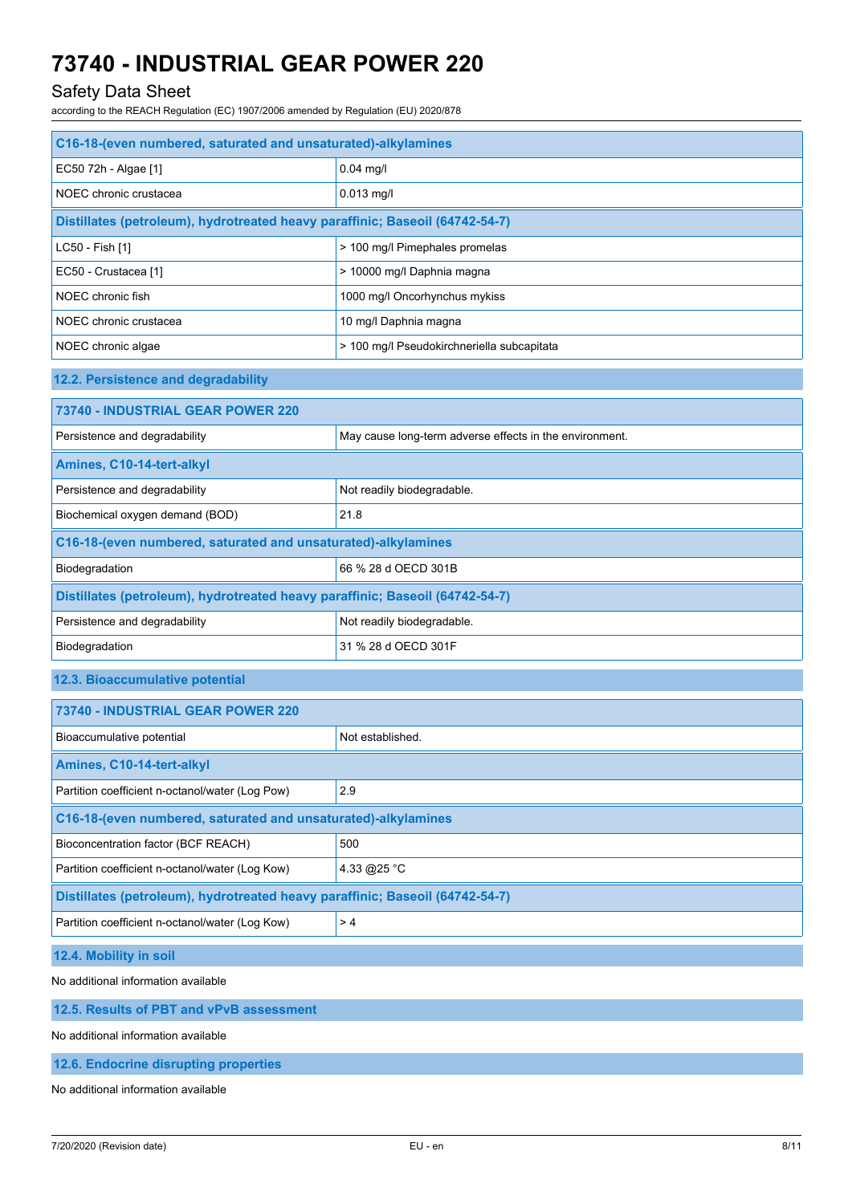| C16-18-(even numbered, saturated and unsaturated)-alkylamines | |
|---|---|
| EC50 72h - Algae [1] | 0.04 mg/l |
| NOEC chronic crustacea | 0.013 mg/l |
| **Distillates (petroleum), hydrotreated heavy paraffinic; Baseoil (64742-54-7)** | |
| LC50 - Fish [1] | > 100 mg/l Pimephales promelas |
| EC50 - Crustacea [1] | > 10000 mg/l Daphnia magna |
| NOEC chronic fish | 1000 mg/l Oncorhynchus mykiss |
| NOEC chronic crustacea | 10 mg/l Daphnia magna |
| NOEC chronic algae | > 100 mg/l Pseudokirchneriella subcapitata |

### 12.2. Persistence and degradability

| 73740 - INDUSTRIAL GEAR POWER 220 | |
|---|---|
| Persistence and degradability | May cause long-term adverse effects in the environment. |
| **Amines, C10-14-tert-alkyl** | |
| Persistence and degradability | Not readily biodegradable. |
| Biochemical oxygen demand (BOD) | 21.8 |
| **C16-18-(even numbered, saturated and unsaturated)-alkylamines** | |
| Biodegradation | 66 % 28 d OECD 301B |
| **Distillates (petroleum), hydrotreated heavy paraffinic; Baseoil (64742-54-7)** | |
| Persistence and degradability | Not readily biodegradable. |
| Biodegradation | 31 % 28 d OECD 301F |

### 12.3. Bioaccumulative potential

| 73740 - INDUSTRIAL GEAR POWER 220 | |
|---|---|
| Bioaccumulative potential | Not established. |
| **Amines, C10-14-tert-alkyl** | |
| Partition coefficient n-octanol/water (Log Pow) | 2.9 |
| **C16-18-(even numbered, saturated and unsaturated)-alkylamines** | |
| Bioconcentration factor (BCF REACH) | 500 |
| Partition coefficient n-octanol/water (Log Kow) | 4.33 @25 °C |
| **Distillates (petroleum), hydrotreated heavy paraffinic; Baseoil (64742-54-7)** | |
| Partition coefficient n-octanol/water (Log Kow) | > 4 |

### 12.4. Mobility in soil

No additional information available

### 12.5. Results of PBT and vPvB assessment

No additional information available

### 12.6. Endocrine disrupting properties

No additional information available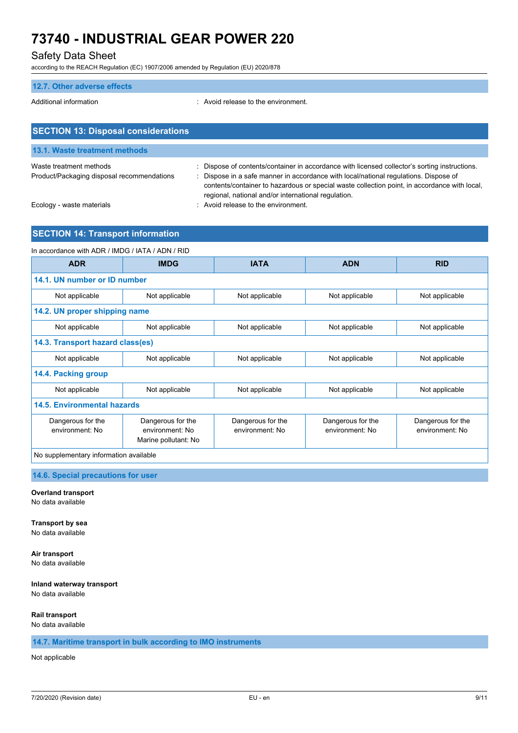### 12.7. Other adverse effects

Additional information : Avoid release to the environment.

## SECTION 13: Disposal considerations

### 13.1. Waste treatment methods

Waste treatment methods : Dispose of contents/container in accordance with licensed collector's sorting instructions.

Product/Packaging disposal recommendations : Dispose in a safe manner in accordance with local/national regulations. Dispose of contents/container to hazardous or special waste collection point, in accordance with local, regional, national and/or international regulation.

Ecology - waste materials : Avoid release to the environment.

## SECTION 14: Transport information

In accordance with ADR / IMDG / IATA / ADN / RID

| ADR | IMDG | IATA | ADN | RID |
|---|---|---|---|---|
| **14.1. UN number or ID number** | | | | |
| Not applicable | Not applicable | Not applicable | Not applicable | Not applicable |
| **14.2. UN proper shipping name** | | | | |
| Not applicable | Not applicable | Not applicable | Not applicable | Not applicable |
| **14.3. Transport hazard class(es)** | | | | |
| Not applicable | Not applicable | Not applicable | Not applicable | Not applicable |
| **14.4. Packing group** | | | | |
| Not applicable | Not applicable | Not applicable | Not applicable | Not applicable |
| **14.5. Environmental hazards** | | | | |
| Dangerous for the environment: No | Dangerous for the environment: No Marine pollutant: No | Dangerous for the environment: No | Dangerous for the environment: No | Dangerous for the environment: No |
| No supplementary information available | | | | |

### 14.6. Special precautions for user

**Overland transport**
No data available

**Transport by sea**
No data available

**Air transport**
No data available

**Inland waterway transport**
No data available

**Rail transport**
No data available

### 14.7. Maritime transport in bulk according to IMO instruments

Not applicable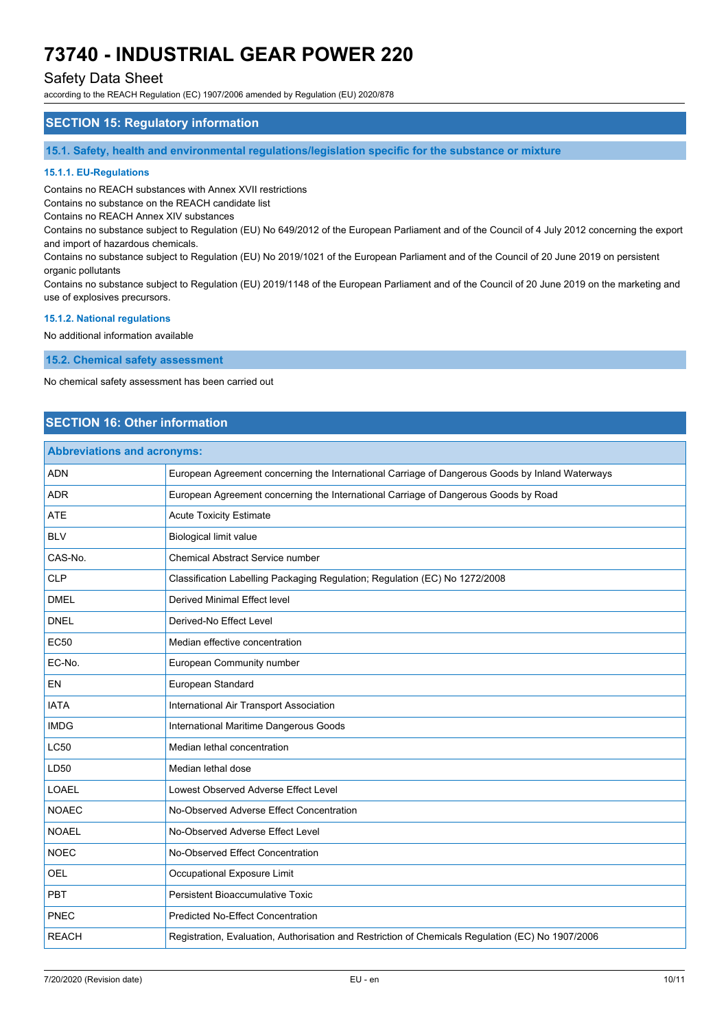## SECTION 15: Regulatory information

### 15.1. Safety, health and environmental regulations/legislation specific for the substance or mixture

#### 15.1.1. EU-Regulations

Contains no REACH substances with Annex XVII restrictions
Contains no substance on the REACH candidate list
Contains no REACH Annex XIV substances
Contains no substance subject to Regulation (EU) No 649/2012 of the European Parliament and of the Council of 4 July 2012 concerning the export and import of hazardous chemicals.
Contains no substance subject to Regulation (EU) No 2019/1021 of the European Parliament and of the Council of 20 June 2019 on persistent organic pollutants
Contains no substance subject to Regulation (EU) 2019/1148 of the European Parliament and of the Council of 20 June 2019 on the marketing and use of explosives precursors.

#### 15.1.2. National regulations

No additional information available

### 15.2. Chemical safety assessment

No chemical safety assessment has been carried out

## SECTION 16: Other information

| Abbreviations and acronyms: | |
|---|---|
| ADN | European Agreement concerning the International Carriage of Dangerous Goods by Inland Waterways |
| ADR | European Agreement concerning the International Carriage of Dangerous Goods by Road |
| ATE | Acute Toxicity Estimate |
| BLV | Biological limit value |
| CAS-No. | Chemical Abstract Service number |
| CLP | Classification Labelling Packaging Regulation; Regulation (EC) No 1272/2008 |
| DMEL | Derived Minimal Effect level |
| DNEL | Derived-No Effect Level |
| EC50 | Median effective concentration |
| EC-No. | European Community number |
| EN | European Standard |
| IATA | International Air Transport Association |
| IMDG | International Maritime Dangerous Goods |
| LC50 | Median lethal concentration |
| LD50 | Median lethal dose |
| LOAEL | Lowest Observed Adverse Effect Level |
| NOAEC | No-Observed Adverse Effect Concentration |
| NOAEL | No-Observed Adverse Effect Level |
| NOEC | No-Observed Effect Concentration |
| OEL | Occupational Exposure Limit |
| PBT | Persistent Bioaccumulative Toxic |
| PNEC | Predicted No-Effect Concentration |
| REACH | Registration, Evaluation, Authorisation and Restriction of Chemicals Regulation (EC) No 1907/2006 |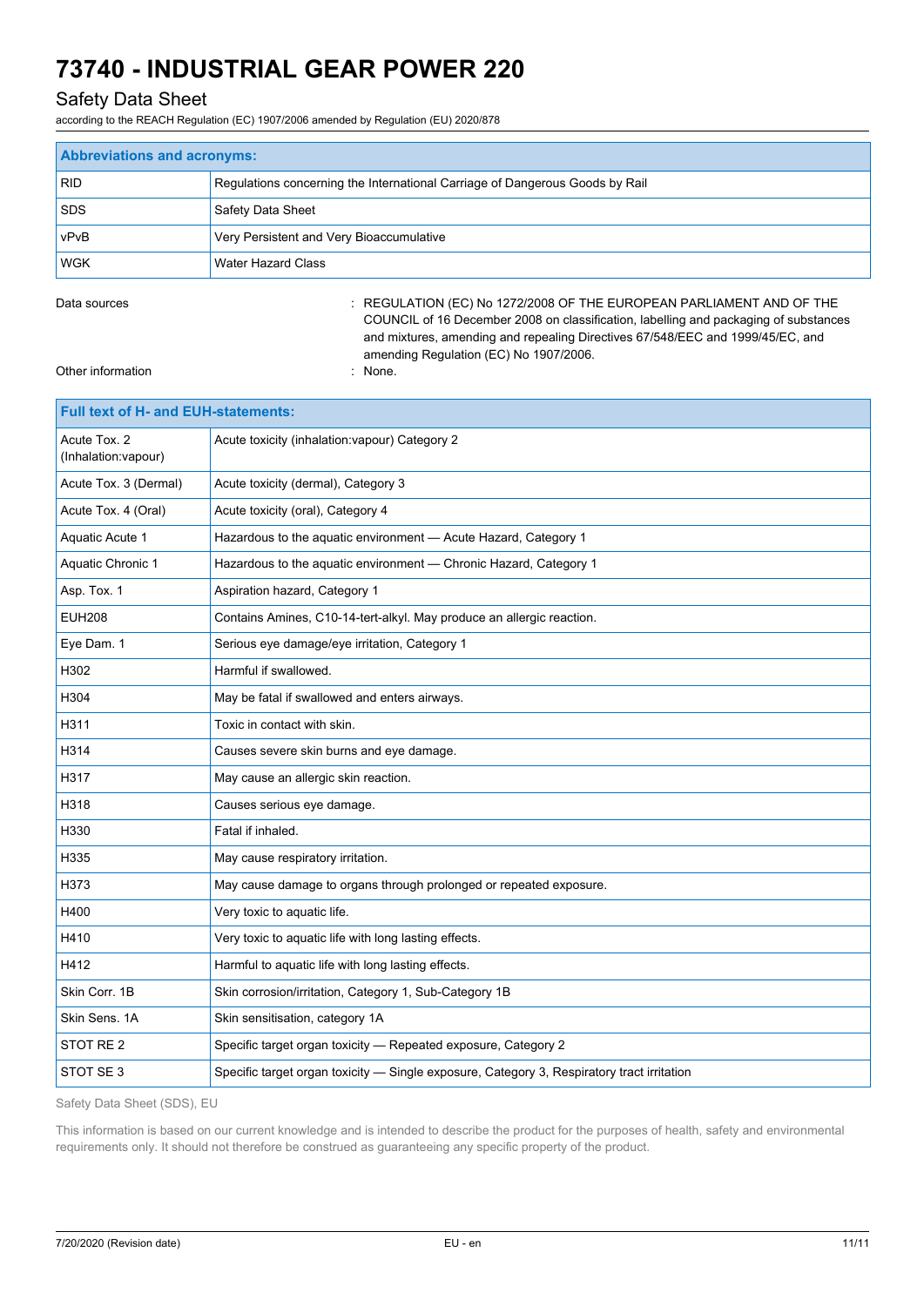| Abbreviations and acronyms: | |
|---|---|
| RID | Regulations concerning the International Carriage of Dangerous Goods by Rail |
| SDS | Safety Data Sheet |
| vPvB | Very Persistent and Very Bioaccumulative |
| WGK | Water Hazard Class |

Data sources : REGULATION (EC) No 1272/2008 OF THE EUROPEAN PARLIAMENT AND OF THE COUNCIL of 16 December 2008 on classification, labelling and packaging of substances and mixtures, amending and repealing Directives 67/548/EEC and 1999/45/EC, and amending Regulation (EC) No 1907/2006.

Other information : None.

| Full text of H- and EUH-statements: | |
|---|---|
| Acute Tox. 2 (Inhalation:vapour) | Acute toxicity (inhalation:vapour) Category 2 |
| Acute Tox. 3 (Dermal) | Acute toxicity (dermal), Category 3 |
| Acute Tox. 4 (Oral) | Acute toxicity (oral), Category 4 |
| Aquatic Acute 1 | Hazardous to the aquatic environment — Acute Hazard, Category 1 |
| Aquatic Chronic 1 | Hazardous to the aquatic environment — Chronic Hazard, Category 1 |
| Asp. Tox. 1 | Aspiration hazard, Category 1 |
| EUH208 | Contains Amines, C10-14-tert-alkyl. May produce an allergic reaction. |
| Eye Dam. 1 | Serious eye damage/eye irritation, Category 1 |
| H302 | Harmful if swallowed. |
| H304 | May be fatal if swallowed and enters airways. |
| H311 | Toxic in contact with skin. |
| H314 | Causes severe skin burns and eye damage. |
| H317 | May cause an allergic skin reaction. |
| H318 | Causes serious eye damage. |
| H330 | Fatal if inhaled. |
| H335 | May cause respiratory irritation. |
| H373 | May cause damage to organs through prolonged or repeated exposure. |
| H400 | Very toxic to aquatic life. |
| H410 | Very toxic to aquatic life with long lasting effects. |
| H412 | Harmful to aquatic life with long lasting effects. |
| Skin Corr. 1B | Skin corrosion/irritation, Category 1, Sub-Category 1B |
| Skin Sens. 1A | Skin sensitisation, category 1A |
| STOT RE 2 | Specific target organ toxicity — Repeated exposure, Category 2 |
| STOT SE 3 | Specific target organ toxicity — Single exposure, Category 3, Respiratory tract irritation |

Safety Data Sheet (SDS), EU

This information is based on our current knowledge and is intended to describe the product for the purposes of health, safety and environmental requirements only. It should not therefore be construed as guaranteeing any specific property of the product.